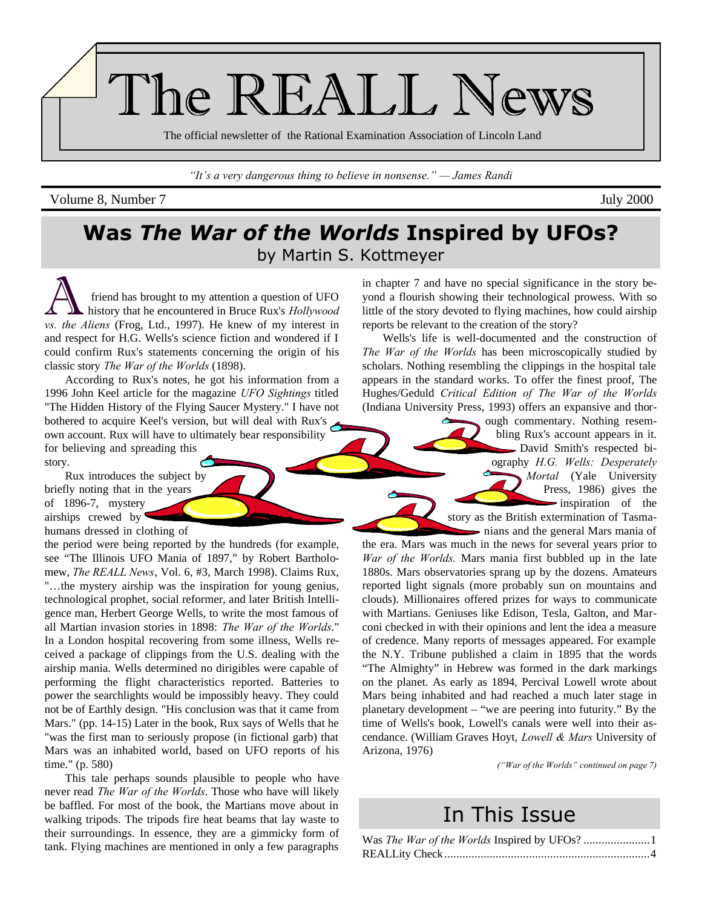# The REALL News

The official newsletter of the Rational Examination Association of Lincoln Land

*"It's a very dangerous thing to believe in nonsense." — James Randi*

Volume 8, Number 7 — July 2000

## Was *The War of the Worlds* Inspired by UFOs?

by Martin S. Kottmeyer

A friend has brought to my attention a question of UFO history that he encountered in Bruce Rux's *Hollywood vs. the Aliens* (Frog, Ltd., 1997). He knew of my interest in and respect for H.G. Wells's science fiction and wondered if I could confirm Rux's statements concerning the origin of his classic story *The War of the Worlds* (1898).

According to Rux's notes, he got his information from a 1996 John Keel article for the magazine *UFO Sightings* titled "The Hidden History of the Flying Saucer Mystery." I have not bothered to acquire Keel's version, but will deal with Rux's own account. Rux will have to ultimately bear responsibility for believing and spreading this story.

Rux introduces the subject by briefly noting that in the years of 1896-7, mystery airships crewed by humans dressed in clothing of the period were being reported by the hundreds (for example, see "The Illinois UFO Mania of 1897," by Robert Bartholomew, *The REALL News*, Vol. 6, #3, March 1998). Claims Rux, "…the mystery airship was the inspiration for young genius, technological prophet, social reformer, and later British Intelligence man, Herbert George Wells, to write the most famous of all Martian invasion stories in 1898: *The War of the Worlds*." In a London hospital recovering from some illness, Wells received a package of clippings from the U.S. dealing with the airship mania. Wells determined no dirigibles were capable of performing the flight characteristics reported. Batteries to power the searchlights would be impossibly heavy. They could not be of Earthly design. "His conclusion was that it came from Mars." (pp. 14-15) Later in the book, Rux says of Wells that he "was the first man to seriously propose (in fictional garb) that Mars was an inhabited world, based on UFO reports of his time." (p. 580)

This tale perhaps sounds plausible to people who have never read *The War of the Worlds*. Those who have will likely be baffled. For most of the book, the Martians move about in walking tripods. The tripods fire heat beams that lay waste to their surroundings. In essence, they are a gimmicky form of tank. Flying machines are mentioned in only a few paragraphs in chapter 7 and have no special significance in the story beyond a flourish showing their technological prowess. With so little of the story devoted to flying machines, how could airship reports be relevant to the creation of the story?

Wells's life is well-documented and the construction of *The War of the Worlds* has been microscopically studied by scholars. Nothing resembling the clippings in the hospital tale appears in the standard works. To offer the finest proof, The Hughes/Geduld *Critical Edition of The War of the Worlds* (Indiana University Press, 1993) offers an expansive and thorough commentary. Nothing resembling Rux's account appears in it. David Smith's respected biography *H.G. Wells: Desperately Mortal* (Yale University Press, 1986) gives the inspiration of the story as the British extermination of Tasmanians and the general Mars mania of the era. Mars was much in the news for several years prior to *War of the Worlds.* Mars mania first bubbled up in the late 1880s. Mars observatories sprang up by the dozens. Amateurs reported light signals (more probably sun on mountains and clouds). Millionaires offered prizes for ways to communicate with Martians. Geniuses like Edison, Tesla, Galton, and Marconi checked in with their opinions and lent the idea a measure of credence. Many reports of messages appeared. For example the N.Y. Tribune published a claim in 1895 that the words "The Almighty" in Hebrew was formed in the dark markings on the planet. As early as 1894, Percival Lowell wrote about Mars being inhabited and had reached a much later stage in planetary development – "we are peering into futurity." By the time of Wells's book, Lowell's canals were well into their ascendance. (William Graves Hoyt, *Lowell & Mars* University of Arizona, 1976)

*("War of the Worlds" continued on page 7)*

## In This Issue

Was *The War of the Worlds* Inspired by UFOs? ......................1
REALLity Check....................................................................4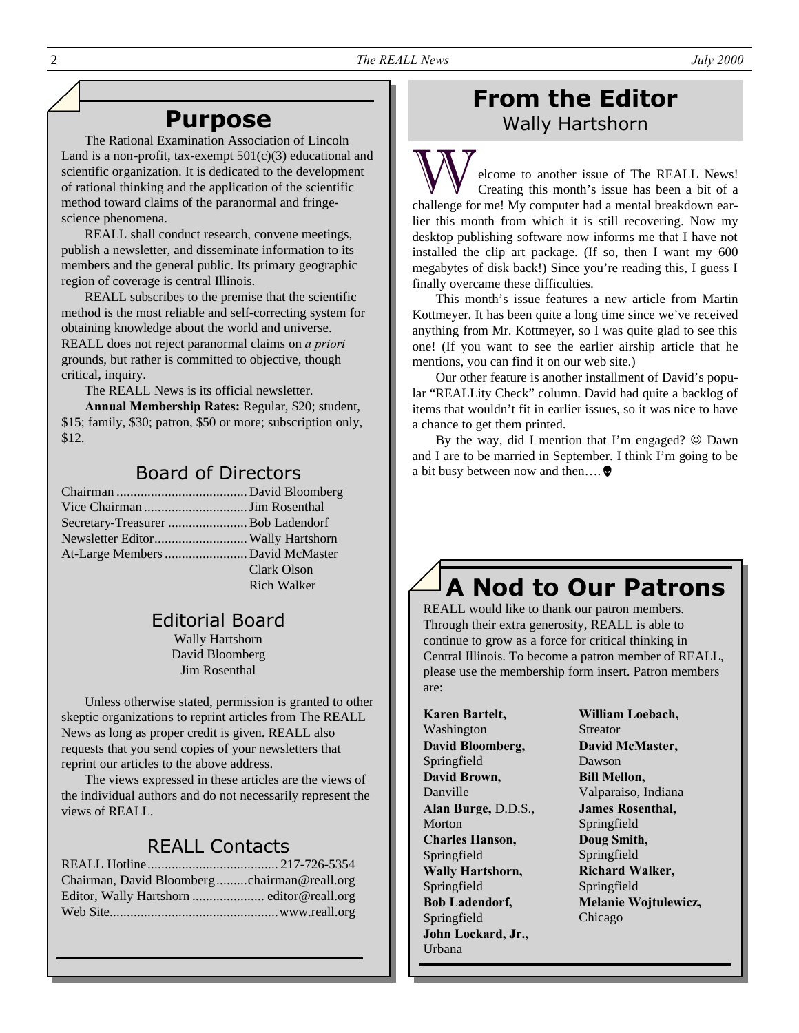## Purpose

The Rational Examination Association of Lincoln Land is a non-profit, tax-exempt 501(c)(3) educational and scientific organization. It is dedicated to the development of rational thinking and the application of the scientific method toward claims of the paranormal and fringe-science phenomena.

REALL shall conduct research, convene meetings, publish a newsletter, and disseminate information to its members and the general public. Its primary geographic region of coverage is central Illinois.

REALL subscribes to the premise that the scientific method is the most reliable and self-correcting system for obtaining knowledge about the world and universe. REALL does not reject paranormal claims on *a priori* grounds, but rather is committed to objective, though critical, inquiry.

The REALL News is its official newsletter.

**Annual Membership Rates:** Regular, $20; student, $15; family, $30; patron, $50 or more; subscription only, $12.

### Board of Directors

Chairman ...................................... David Bloomberg
Vice Chairman .............................. Jim Rosenthal
Secretary-Treasurer ....................... Bob Ladendorf
Newsletter Editor........................... Wally Hartshorn
At-Large Members ......................... David McMaster
Clark Olson
Rich Walker

### Editorial Board

Wally Hartshorn
David Bloomberg
Jim Rosenthal

Unless otherwise stated, permission is granted to other skeptic organizations to reprint articles from The REALL News as long as proper credit is given. REALL also requests that you send copies of your newsletters that reprint our articles to the above address.

The views expressed in these articles are the views of the individual authors and do not necessarily represent the views of REALL.

### REALL Contacts

REALL Hotline...................................... 217-726-5354
Chairman, David Bloomberg.........chairman@reall.org
Editor, Wally Hartshorn ..................... editor@reall.org
Web Site................................................www.reall.org

## From the Editor

Wally Hartshorn

Welcome to another issue of The REALL News! Creating this month's issue has been a bit of a challenge for me! My computer had a mental breakdown earlier this month from which it is still recovering. Now my desktop publishing software now informs me that I have not installed the clip art package. (If so, then I want my 600 megabytes of disk back!) Since you're reading this, I guess I finally overcame these difficulties.

This month's issue features a new article from Martin Kottmeyer. It has been quite a long time since we've received anything from Mr. Kottmeyer, so I was quite glad to see this one! (If you want to see the earlier airship article that he mentions, you can find it on our web site.)

Our other feature is another installment of David's popular "REALLity Check" column. David had quite a backlog of items that wouldn't fit in earlier issues, so it was nice to have a chance to get them printed.

By the way, did I mention that I'm engaged? ☺ Dawn and I are to be married in September. I think I'm going to be a bit busy between now and then….

## A Nod to Our Patrons

REALL would like to thank our patron members. Through their extra generosity, REALL is able to continue to grow as a force for critical thinking in Central Illinois. To become a patron member of REALL, please use the membership form insert. Patron members are:

**Karen Bartelt,** Washington
**David Bloomberg,** Springfield
**David Brown,** Danville
**Alan Burge,** D.D.S., Morton
**Charles Hanson,** Springfield
**Wally Hartshorn,** Springfield
**Bob Ladendorf,** Springfield
**John Lockard, Jr.,** Urbana
**William Loebach,** Streator
**David McMaster,** Dawson
**Bill Mellon,** Valparaiso, Indiana
**James Rosenthal,** Springfield
**Doug Smith,** Springfield
**Richard Walker,** Springfield
**Melanie Wojtulewicz,** Chicago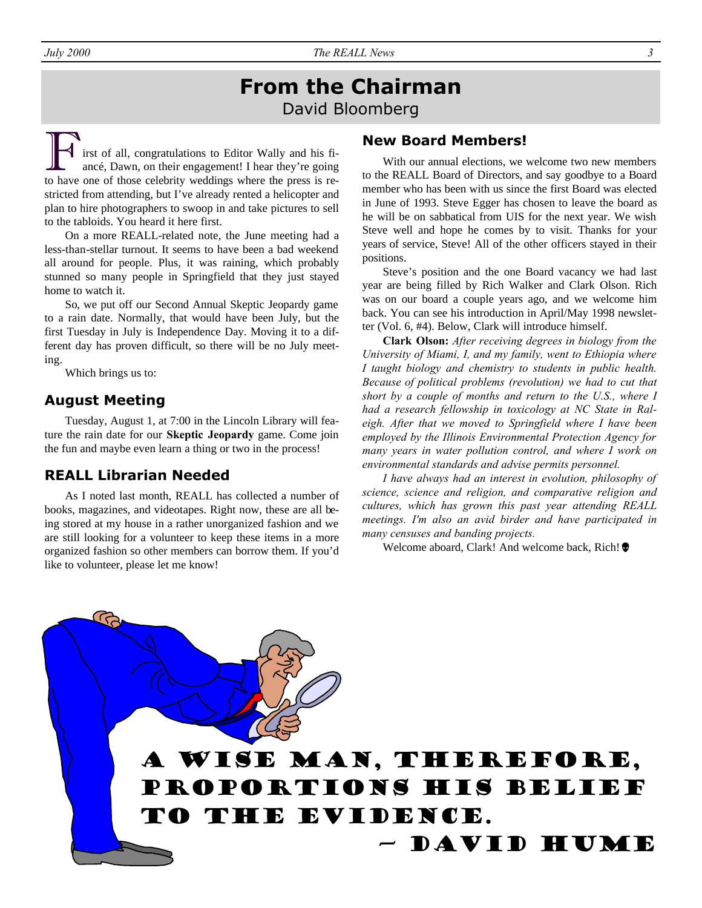# From the Chairman

David Bloomberg

First of all, congratulations to Editor Wally and his fiancé, Dawn, on their engagement! I hear they're going to have one of those celebrity weddings where the press is restricted from attending, but I've already rented a helicopter and plan to hire photographers to swoop in and take pictures to sell to the tabloids. You heard it here first.

On a more REALL-related note, the June meeting had a less-than-stellar turnout. It seems to have been a bad weekend all around for people. Plus, it was raining, which probably stunned so many people in Springfield that they just stayed home to watch it.

So, we put off our Second Annual Skeptic Jeopardy game to a rain date. Normally, that would have been July, but the first Tuesday in July is Independence Day. Moving it to a different day has proven difficult, so there will be no July meeting.

Which brings us to:

## August Meeting

Tuesday, August 1, at 7:00 in the Lincoln Library will feature the rain date for our **Skeptic Jeopardy** game. Come join the fun and maybe even learn a thing or two in the process!

## REALL Librarian Needed

As I noted last month, REALL has collected a number of books, magazines, and videotapes. Right now, these are all being stored at my house in a rather unorganized fashion and we are still looking for a volunteer to keep these items in a more organized fashion so other members can borrow them. If you'd like to volunteer, please let me know!

## New Board Members!

With our annual elections, we welcome two new members to the REALL Board of Directors, and say goodbye to a Board member who has been with us since the first Board was elected in June of 1993. Steve Egger has chosen to leave the board as he will be on sabbatical from UIS for the next year. We wish Steve well and hope he comes by to visit. Thanks for your years of service, Steve! All of the other officers stayed in their positions.

Steve's position and the one Board vacancy we had last year are being filled by Rich Walker and Clark Olson. Rich was on our board a couple years ago, and we welcome him back. You can see his introduction in April/May 1998 newsletter (Vol. 6, #4). Below, Clark will introduce himself.

**Clark Olson:** *After receiving degrees in biology from the University of Miami, I, and my family, went to Ethiopia where I taught biology and chemistry to students in public health. Because of political problems (revolution) we had to cut that short by a couple of months and return to the U.S., where I had a research fellowship in toxicology at NC State in Raleigh. After that we moved to Springfield where I have been employed by the Illinois Environmental Protection Agency for many years in water pollution control, and where I work on environmental standards and advise permits personnel.*

*I have always had an interest in evolution, philosophy of science, science and religion, and comparative religion and cultures, which has grown this past year attending REALL meetings. I'm also an avid birder and have participated in many censuses and banding projects.*

Welcome aboard, Clark! And welcome back, Rich!

A WISE MAN, THEREFORE, PROPORTIONS HIS BELIEF TO THE EVIDENCE.

— DAVID HUME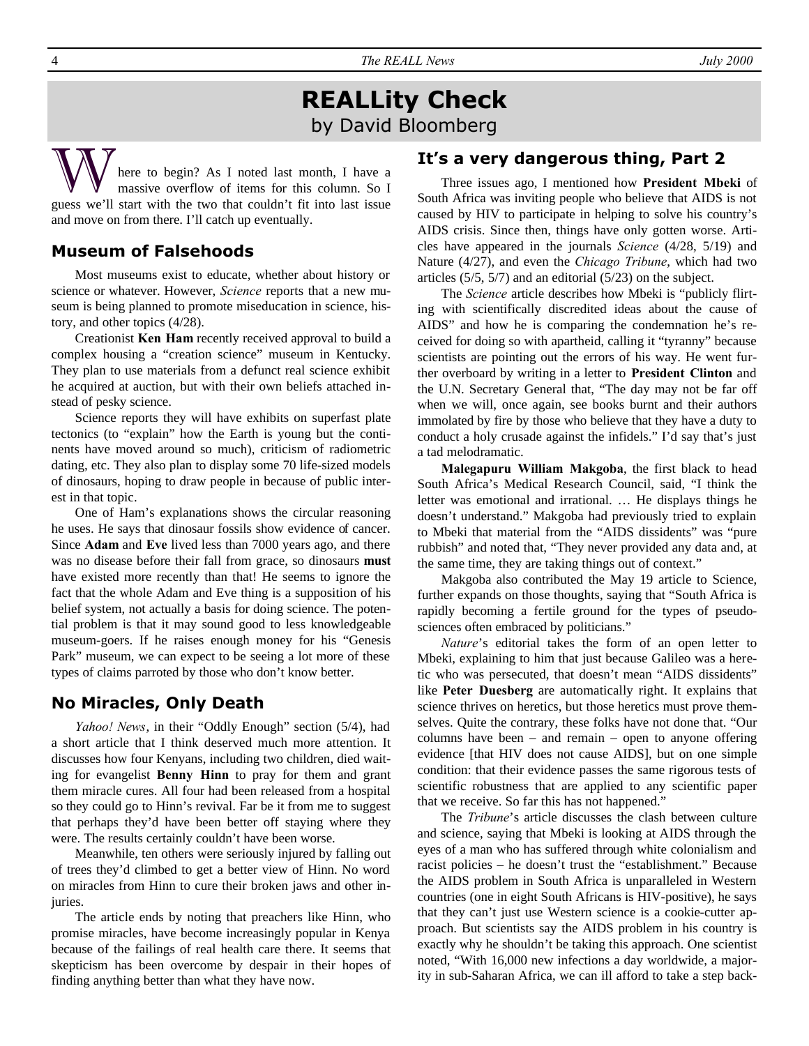# REALLity Check

by David Bloomberg

Where to begin? As I noted last month, I have a massive overflow of items for this column. So I guess we'll start with the two that couldn't fit into last issue and move on from there. I'll catch up eventually.

## Museum of Falsehoods

Most museums exist to educate, whether about history or science or whatever. However, *Science* reports that a new museum is being planned to promote miseducation in science, history, and other topics (4/28).

Creationist **Ken Ham** recently received approval to build a complex housing a "creation science" museum in Kentucky. They plan to use materials from a defunct real science exhibit he acquired at auction, but with their own beliefs attached instead of pesky science.

Science reports they will have exhibits on superfast plate tectonics (to "explain" how the Earth is young but the continents have moved around so much), criticism of radiometric dating, etc. They also plan to display some 70 life-sized models of dinosaurs, hoping to draw people in because of public interest in that topic.

One of Ham's explanations shows the circular reasoning he uses. He says that dinosaur fossils show evidence of cancer. Since **Adam** and **Eve** lived less than 7000 years ago, and there was no disease before their fall from grace, so dinosaurs **must** have existed more recently than that! He seems to ignore the fact that the whole Adam and Eve thing is a supposition of his belief system, not actually a basis for doing science. The potential problem is that it may sound good to less knowledgeable museum-goers. If he raises enough money for his "Genesis Park" museum, we can expect to be seeing a lot more of these types of claims parroted by those who don't know better.

## No Miracles, Only Death

*Yahoo! News*, in their "Oddly Enough" section (5/4), had a short article that I think deserved much more attention. It discusses how four Kenyans, including two children, died waiting for evangelist **Benny Hinn** to pray for them and grant them miracle cures. All four had been released from a hospital so they could go to Hinn's revival. Far be it from me to suggest that perhaps they'd have been better off staying where they were. The results certainly couldn't have been worse.

Meanwhile, ten others were seriously injured by falling out of trees they'd climbed to get a better view of Hinn. No word on miracles from Hinn to cure their broken jaws and other injuries.

The article ends by noting that preachers like Hinn, who promise miracles, have become increasingly popular in Kenya because of the failings of real health care there. It seems that skepticism has been overcome by despair in their hopes of finding anything better than what they have now.

## It's a very dangerous thing, Part 2

Three issues ago, I mentioned how **President Mbeki** of South Africa was inviting people who believe that AIDS is not caused by HIV to participate in helping to solve his country's AIDS crisis. Since then, things have only gotten worse. Articles have appeared in the journals *Science* (4/28, 5/19) and Nature (4/27), and even the *Chicago Tribune*, which had two articles (5/5, 5/7) and an editorial (5/23) on the subject.

The *Science* article describes how Mbeki is "publicly flirting with scientifically discredited ideas about the cause of AIDS" and how he is comparing the condemnation he's received for doing so with apartheid, calling it "tyranny" because scientists are pointing out the errors of his way. He went further overboard by writing in a letter to **President Clinton** and the U.N. Secretary General that, "The day may not be far off when we will, once again, see books burnt and their authors immolated by fire by those who believe that they have a duty to conduct a holy crusade against the infidels." I'd say that's just a tad melodramatic.

**Malegapuru William Makgoba**, the first black to head South Africa's Medical Research Council, said, "I think the letter was emotional and irrational. … He displays things he doesn't understand." Makgoba had previously tried to explain to Mbeki that material from the "AIDS dissidents" was "pure rubbish" and noted that, "They never provided any data and, at the same time, they are taking things out of context."

Makgoba also contributed the May 19 article to Science, further expands on those thoughts, saying that "South Africa is rapidly becoming a fertile ground for the types of pseudosciences often embraced by politicians."

*Nature*'s editorial takes the form of an open letter to Mbeki, explaining to him that just because Galileo was a heretic who was persecuted, that doesn't mean "AIDS dissidents" like **Peter Duesberg** are automatically right. It explains that science thrives on heretics, but those heretics must prove themselves. Quite the contrary, these folks have not done that. "Our columns have been – and remain – open to anyone offering evidence [that HIV does not cause AIDS], but on one simple condition: that their evidence passes the same rigorous tests of scientific robustness that are applied to any scientific paper that we receive. So far this has not happened."

The *Tribune*'s article discusses the clash between culture and science, saying that Mbeki is looking at AIDS through the eyes of a man who has suffered through white colonialism and racist policies – he doesn't trust the "establishment." Because the AIDS problem in South Africa is unparalleled in Western countries (one in eight South Africans is HIV-positive), he says that they can't just use Western science is a cookie-cutter approach. But scientists say the AIDS problem in his country is exactly why he shouldn't be taking this approach. One scientist noted, "With 16,000 new infections a day worldwide, a majority in sub-Saharan Africa, we can ill afford to take a step back-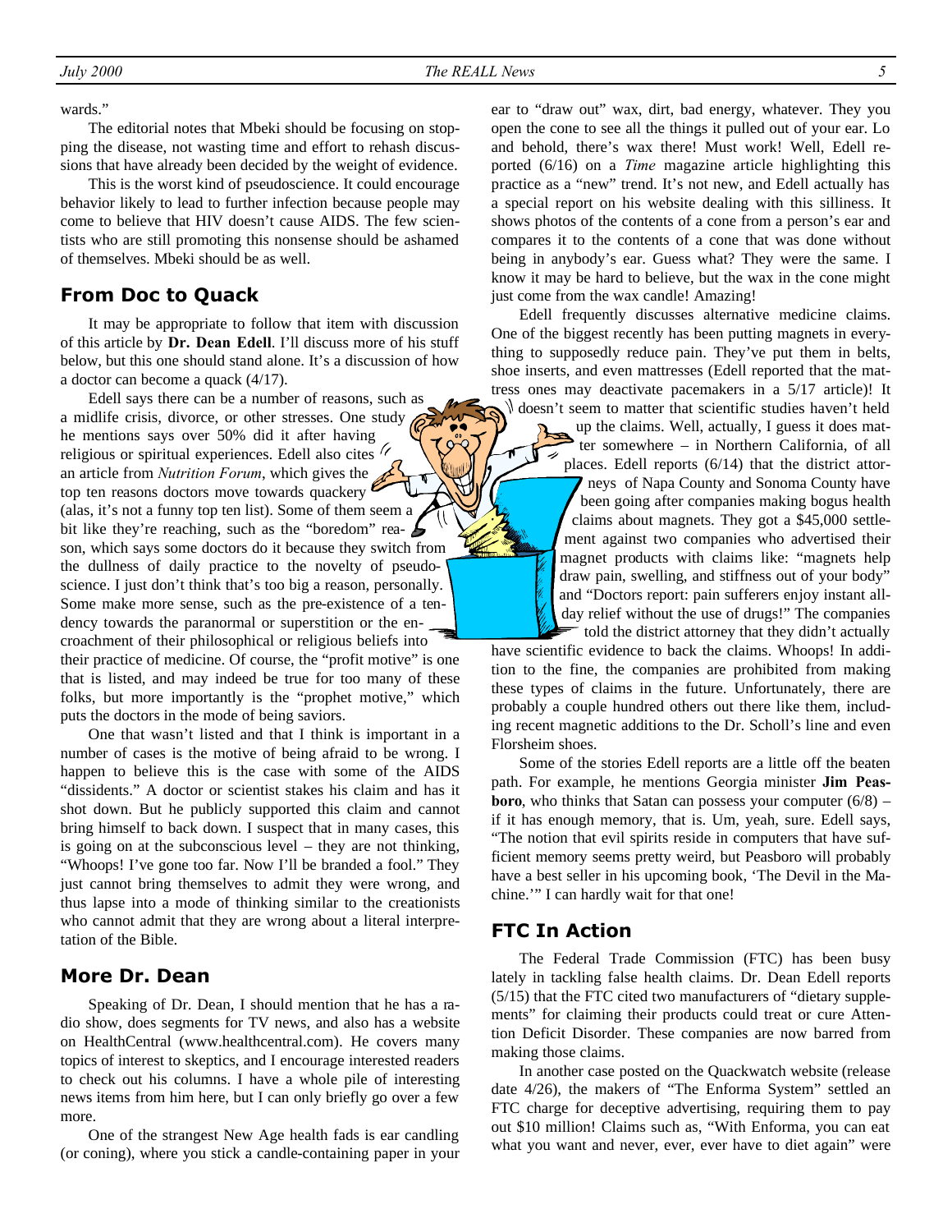wards."

The editorial notes that Mbeki should be focusing on stopping the disease, not wasting time and effort to rehash discussions that have already been decided by the weight of evidence.

This is the worst kind of pseudoscience. It could encourage behavior likely to lead to further infection because people may come to believe that HIV doesn't cause AIDS. The few scientists who are still promoting this nonsense should be ashamed of themselves. Mbeki should be as well.

## From Doc to Quack

It may be appropriate to follow that item with discussion of this article by **Dr. Dean Edell**. I'll discuss more of his stuff below, but this one should stand alone. It's a discussion of how a doctor can become a quack (4/17).

Edell says there can be a number of reasons, such as a midlife crisis, divorce, or other stresses. One study he mentions says over 50% did it after having religious or spiritual experiences. Edell also cites an article from *Nutrition Forum*, which gives the top ten reasons doctors move towards quackery (alas, it's not a funny top ten list). Some of them seem a bit like they're reaching, such as the "boredom" reason, which says some doctors do it because they switch from the dullness of daily practice to the novelty of pseudoscience. I just don't think that's too big a reason, personally. Some make more sense, such as the pre-existence of a tendency towards the paranormal or superstition or the encroachment of their philosophical or religious beliefs into their practice of medicine. Of course, the "profit motive" is one that is listed, and may indeed be true for too many of these folks, but more importantly is the "prophet motive," which puts the doctors in the mode of being saviors.

One that wasn't listed and that I think is important in a number of cases is the motive of being afraid to be wrong. I happen to believe this is the case with some of the AIDS "dissidents." A doctor or scientist stakes his claim and has it shot down. But he publicly supported this claim and cannot bring himself to back down. I suspect that in many cases, this is going on at the subconscious level – they are not thinking, "Whoops! I've gone too far. Now I'll be branded a fool." They just cannot bring themselves to admit they were wrong, and thus lapse into a mode of thinking similar to the creationists who cannot admit that they are wrong about a literal interpretation of the Bible.

## More Dr. Dean

Speaking of Dr. Dean, I should mention that he has a radio show, does segments for TV news, and also has a website on HealthCentral (www.healthcentral.com). He covers many topics of interest to skeptics, and I encourage interested readers to check out his columns. I have a whole pile of interesting news items from him here, but I can only briefly go over a few more.

One of the strangest New Age health fads is ear candling (or coning), where you stick a candle-containing paper in your ear to "draw out" wax, dirt, bad energy, whatever. They you open the cone to see all the things it pulled out of your ear. Lo and behold, there's wax there! Must work! Well, Edell reported (6/16) on a *Time* magazine article highlighting this practice as a "new" trend. It's not new, and Edell actually has a special report on his website dealing with this silliness. It shows photos of the contents of a cone from a person's ear and compares it to the contents of a cone that was done without being in anybody's ear. Guess what? They were the same. I know it may be hard to believe, but the wax in the cone might just come from the wax candle! Amazing!

Edell frequently discusses alternative medicine claims. One of the biggest recently has been putting magnets in everything to supposedly reduce pain. They've put them in belts, shoe inserts, and even mattresses (Edell reported that the mattress ones may deactivate pacemakers in a 5/17 article)! It doesn't seem to matter that scientific studies haven't held up the claims. Well, actually, I guess it does matter somewhere – in Northern California, of all places. Edell reports (6/14) that the district attorneys of Napa County and Sonoma County have been going after companies making bogus health claims about magnets. They got a $45,000 settlement against two companies who advertised their magnet products with claims like: "magnets help draw pain, swelling, and stiffness out of your body" and "Doctors report: pain sufferers enjoy instant all-day relief without the use of drugs!" The companies told the district attorney that they didn't actually have scientific evidence to back the claims. Whoops! In addition to the fine, the companies are prohibited from making these types of claims in the future. Unfortunately, there are probably a couple hundred others out there like them, including recent magnetic additions to the Dr. Scholl's line and even Florsheim shoes.

Some of the stories Edell reports are a little off the beaten path. For example, he mentions Georgia minister **Jim Peasboro**, who thinks that Satan can possess your computer (6/8) – if it has enough memory, that is. Um, yeah, sure. Edell says, "The notion that evil spirits reside in computers that have sufficient memory seems pretty weird, but Peasboro will probably have a best seller in his upcoming book, 'The Devil in the Machine.'" I can hardly wait for that one!

## FTC In Action

The Federal Trade Commission (FTC) has been busy lately in tackling false health claims. Dr. Dean Edell reports (5/15) that the FTC cited two manufacturers of "dietary supplements" for claiming their products could treat or cure Attention Deficit Disorder. These companies are now barred from making those claims.

In another case posted on the Quackwatch website (release date 4/26), the makers of "The Enforma System" settled an FTC charge for deceptive advertising, requiring them to pay out $10 million! Claims such as, "With Enforma, you can eat what you want and never, ever, ever have to diet again" were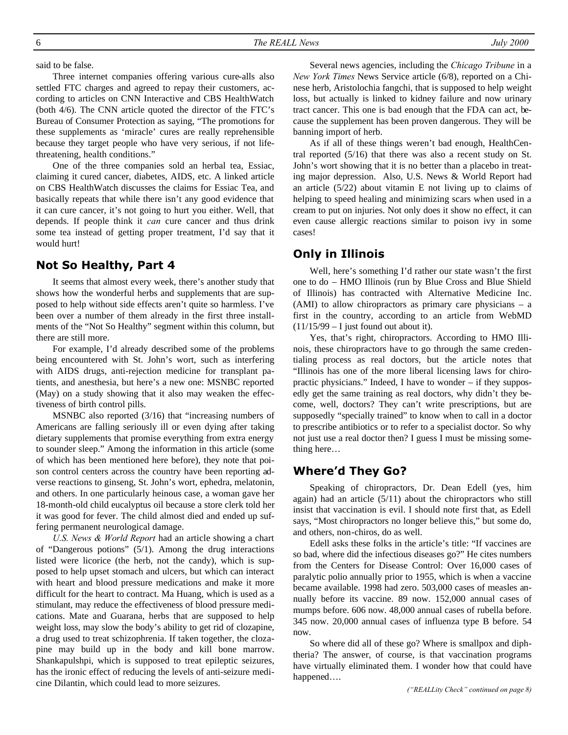said to be false.

Three internet companies offering various cure-alls also settled FTC charges and agreed to repay their customers, according to articles on CNN Interactive and CBS HealthWatch (both 4/6). The CNN article quoted the director of the FTC's Bureau of Consumer Protection as saying, "The promotions for these supplements as 'miracle' cures are really reprehensible because they target people who have very serious, if not life-threatening, health conditions."

One of the three companies sold an herbal tea, Essiac, claiming it cured cancer, diabetes, AIDS, etc. A linked article on CBS HealthWatch discusses the claims for Essiac Tea, and basically repeats that while there isn't any good evidence that it can cure cancer, it's not going to hurt you either. Well, that depends. If people think it *can* cure cancer and thus drink some tea instead of getting proper treatment, I'd say that it would hurt!

## Not So Healthy, Part 4

It seems that almost every week, there's another study that shows how the wonderful herbs and supplements that are supposed to help without side effects aren't quite so harmless. I've been over a number of them already in the first three installments of the "Not So Healthy" segment within this column, but there are still more.

For example, I'd already described some of the problems being encountered with St. John's wort, such as interfering with AIDS drugs, anti-rejection medicine for transplant patients, and anesthesia, but here's a new one: MSNBC reported (May) on a study showing that it also may weaken the effectiveness of birth control pills.

MSNBC also reported (3/16) that "increasing numbers of Americans are falling seriously ill or even dying after taking dietary supplements that promise everything from extra energy to sounder sleep." Among the information in this article (some of which has been mentioned here before), they note that poison control centers across the country have been reporting adverse reactions to ginseng, St. John's wort, ephedra, melatonin, and others. In one particularly heinous case, a woman gave her 18-month-old child eucalyptus oil because a store clerk told her it was good for fever. The child almost died and ended up suffering permanent neurological damage.

*U.S. News & World Report* had an article showing a chart of "Dangerous potions" (5/1). Among the drug interactions listed were licorice (the herb, not the candy), which is supposed to help upset stomach and ulcers, but which can interact with heart and blood pressure medications and make it more difficult for the heart to contract. Ma Huang, which is used as a stimulant, may reduce the effectiveness of blood pressure medications. Mate and Guarana, herbs that are supposed to help weight loss, may slow the body's ability to get rid of clozapine, a drug used to treat schizophrenia. If taken together, the clozapine may build up in the body and kill bone marrow. Shankapulshpi, which is supposed to treat epileptic seizures, has the ironic effect of reducing the levels of anti-seizure medicine Dilantin, which could lead to more seizures.

Several news agencies, including the *Chicago Tribune* in a *New York Times* News Service article (6/8), reported on a Chinese herb, Aristolochia fangchi, that is supposed to help weight loss, but actually is linked to kidney failure and now urinary tract cancer. This one is bad enough that the FDA can act, because the supplement has been proven dangerous. They will be banning import of herb.

As if all of these things weren't bad enough, HealthCentral reported (5/16) that there was also a recent study on St. John's wort showing that it is no better than a placebo in treating major depression. Also, U.S. News & World Report had an article (5/22) about vitamin E not living up to claims of helping to speed healing and minimizing scars when used in a cream to put on injuries. Not only does it show no effect, it can even cause allergic reactions similar to poison ivy in some cases!

## Only in Illinois

Well, here's something I'd rather our state wasn't the first one to do – HMO Illinois (run by Blue Cross and Blue Shield of Illinois) has contracted with Alternative Medicine Inc. (AMI) to allow chiropractors as primary care physicians – a first in the country, according to an article from WebMD (11/15/99 – I just found out about it).

Yes, that's right, chiropractors. According to HMO Illinois, these chiropractors have to go through the same credentialing process as real doctors, but the article notes that "Illinois has one of the more liberal licensing laws for chiropractic physicians." Indeed, I have to wonder – if they supposedly get the same training as real doctors, why didn't they become, well, doctors? They can't write prescriptions, but are supposedly "specially trained" to know when to call in a doctor to prescribe antibiotics or to refer to a specialist doctor. So why not just use a real doctor then? I guess I must be missing something here…

## Where'd They Go?

Speaking of chiropractors, Dr. Dean Edell (yes, him again) had an article (5/11) about the chiropractors who still insist that vaccination is evil. I should note first that, as Edell says, "Most chiropractors no longer believe this," but some do, and others, non-chiros, do as well.

Edell asks these folks in the article's title: "If vaccines are so bad, where did the infectious diseases go?" He cites numbers from the Centers for Disease Control: Over 16,000 cases of paralytic polio annually prior to 1955, which is when a vaccine became available. 1998 had zero. 503,000 cases of measles annually before its vaccine. 89 now. 152,000 annual cases of mumps before. 606 now. 48,000 annual cases of rubella before. 345 now. 20,000 annual cases of influenza type B before. 54 now.

So where did all of these go? Where is smallpox and diphtheria? The answer, of course, is that vaccination programs have virtually eliminated them. I wonder how that could have happened….

*("REALLity Check" continued on page 8)*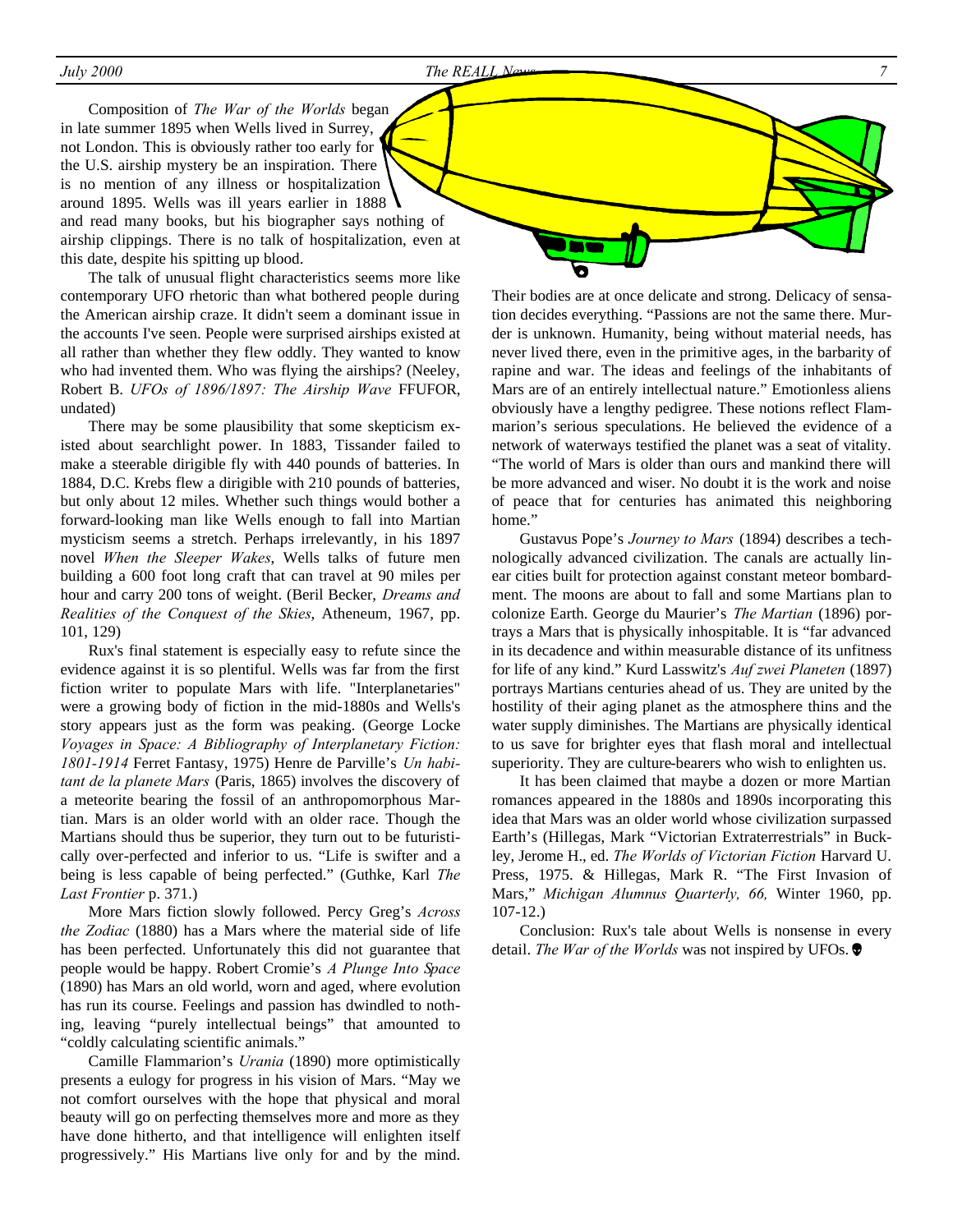Composition of *The War of the Worlds* began in late summer 1895 when Wells lived in Surrey, not London. This is obviously rather too early for the U.S. airship mystery be an inspiration. There is no mention of any illness or hospitalization around 1895. Wells was ill years earlier in 1888 and read many books, but his biographer says nothing of airship clippings. There is no talk of hospitalization, even at this date, despite his spitting up blood.

The talk of unusual flight characteristics seems more like contemporary UFO rhetoric than what bothered people during the American airship craze. It didn't seem a dominant issue in the accounts I've seen. People were surprised airships existed at all rather than whether they flew oddly. They wanted to know who had invented them. Who was flying the airships? (Neeley, Robert B. *UFOs of 1896/1897: The Airship Wave* FFUFOR, undated)

There may be some plausibility that some skepticism existed about searchlight power. In 1883, Tissander failed to make a steerable dirigible fly with 440 pounds of batteries. In 1884, D.C. Krebs flew a dirigible with 210 pounds of batteries, but only about 12 miles. Whether such things would bother a forward-looking man like Wells enough to fall into Martian mysticism seems a stretch. Perhaps irrelevantly, in his 1897 novel *When the Sleeper Wakes*, Wells talks of future men building a 600 foot long craft that can travel at 90 miles per hour and carry 200 tons of weight. (Beril Becker, *Dreams and Realities of the Conquest of the Skies*, Atheneum, 1967, pp. 101, 129)

Rux's final statement is especially easy to refute since the evidence against it is so plentiful. Wells was far from the first fiction writer to populate Mars with life. "Interplanetaries" were a growing body of fiction in the mid-1880s and Wells's story appears just as the form was peaking. (George Locke *Voyages in Space: A Bibliography of Interplanetary Fiction: 1801-1914* Ferret Fantasy, 1975) Henre de Parville's *Un habitant de la planete Mars* (Paris, 1865) involves the discovery of a meteorite bearing the fossil of an anthropomorphous Martian. Mars is an older world with an older race. Though the Martians should thus be superior, they turn out to be futuristically over-perfected and inferior to us. "Life is swifter and a being is less capable of being perfected." (Guthke, Karl *The Last Frontier* p. 371.)

More Mars fiction slowly followed. Percy Greg's *Across the Zodiac* (1880) has a Mars where the material side of life has been perfected. Unfortunately this did not guarantee that people would be happy. Robert Cromie's *A Plunge Into Space* (1890) has Mars an old world, worn and aged, where evolution has run its course. Feelings and passion has dwindled to nothing, leaving "purely intellectual beings" that amounted to "coldly calculating scientific animals."

Camille Flammarion's *Urania* (1890) more optimistically presents a eulogy for progress in his vision of Mars. "May we not comfort ourselves with the hope that physical and moral beauty will go on perfecting themselves more and more as they have done hitherto, and that intelligence will enlighten itself progressively." His Martians live only for and by the mind. Their bodies are at once delicate and strong. Delicacy of sensation decides everything. "Passions are not the same there. Murder is unknown. Humanity, being without material needs, has never lived there, even in the primitive ages, in the barbarity of rapine and war. The ideas and feelings of the inhabitants of Mars are of an entirely intellectual nature." Emotionless aliens obviously have a lengthy pedigree. These notions reflect Flammarion's serious speculations. He believed the evidence of a network of waterways testified the planet was a seat of vitality. "The world of Mars is older than ours and mankind there will be more advanced and wiser. No doubt it is the work and noise of peace that for centuries has animated this neighboring home."

Gustavus Pope's *Journey to Mars* (1894) describes a technologically advanced civilization. The canals are actually linear cities built for protection against constant meteor bombardment. The moons are about to fall and some Martians plan to colonize Earth. George du Maurier's *The Martian* (1896) portrays a Mars that is physically inhospitable. It is "far advanced in its decadence and within measurable distance of its unfitness for life of any kind." Kurd Lasswitz's *Auf zwei Planeten* (1897) portrays Martians centuries ahead of us. They are united by the hostility of their aging planet as the atmosphere thins and the water supply diminishes. The Martians are physically identical to us save for brighter eyes that flash moral and intellectual superiority. They are culture-bearers who wish to enlighten us.

It has been claimed that maybe a dozen or more Martian romances appeared in the 1880s and 1890s incorporating this idea that Mars was an older world whose civilization surpassed Earth's (Hillegas, Mark "Victorian Extraterrestrials" in Buckley, Jerome H., ed. *The Worlds of Victorian Fiction* Harvard U. Press, 1975. & Hillegas, Mark R. "The First Invasion of Mars," *Michigan Alumnus Quarterly, 66,* Winter 1960, pp. 107-12.)

Conclusion: Rux's tale about Wells is nonsense in every detail. *The War of the Worlds* was not inspired by UFOs.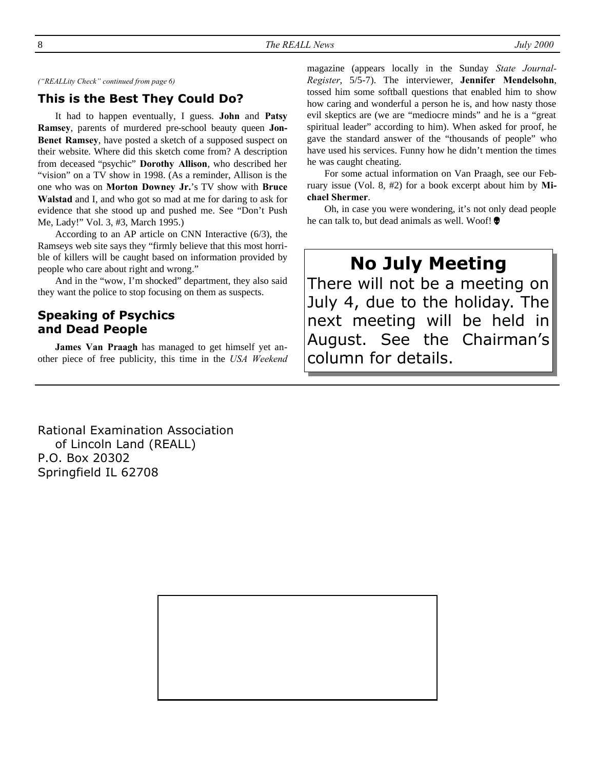*("REALLity Check" continued from page 6)*

## This is the Best They Could Do?

It had to happen eventually, I guess. **John** and **Patsy Ramsey**, parents of murdered pre-school beauty queen **JonBenet Ramsey**, have posted a sketch of a supposed suspect on their website. Where did this sketch come from? A description from deceased "psychic" **Dorothy Allison**, who described her "vision" on a TV show in 1998. (As a reminder, Allison is the one who was on **Morton Downey Jr.**'s TV show with **Bruce Walstad** and I, and who got so mad at me for daring to ask for evidence that she stood up and pushed me. See "Don't Push Me, Lady!" Vol. 3, #3, March 1995.)

According to an AP article on CNN Interactive (6/3), the Ramseys web site says they "firmly believe that this most horrible of killers will be caught based on information provided by people who care about right and wrong."

And in the "wow, I'm shocked" department, they also said they want the police to stop focusing on them as suspects.

## Speaking of Psychics and Dead People

**James Van Praagh** has managed to get himself yet another piece of free publicity, this time in the *USA Weekend* magazine (appears locally in the Sunday *State Journal-Register*, 5/5-7). The interviewer, **Jennifer Mendelsohn**, tossed him some softball questions that enabled him to show how caring and wonderful a person he is, and how nasty those evil skeptics are (we are "mediocre minds" and he is a "great spiritual leader" according to him). When asked for proof, he gave the standard answer of the "thousands of people" who have used his services. Funny how he didn't mention the times he was caught cheating.

For some actual information on Van Praagh, see our February issue (Vol. 8, #2) for a book excerpt about him by **Michael Shermer**.

Oh, in case you were wondering, it's not only dead people he can talk to, but dead animals as well. Woof!

## No July Meeting

There will not be a meeting on July 4, due to the holiday. The next meeting will be held in August. See the Chairman's column for details.

Rational Examination Association
of Lincoln Land (REALL)
P.O. Box 20302
Springfield IL 62708